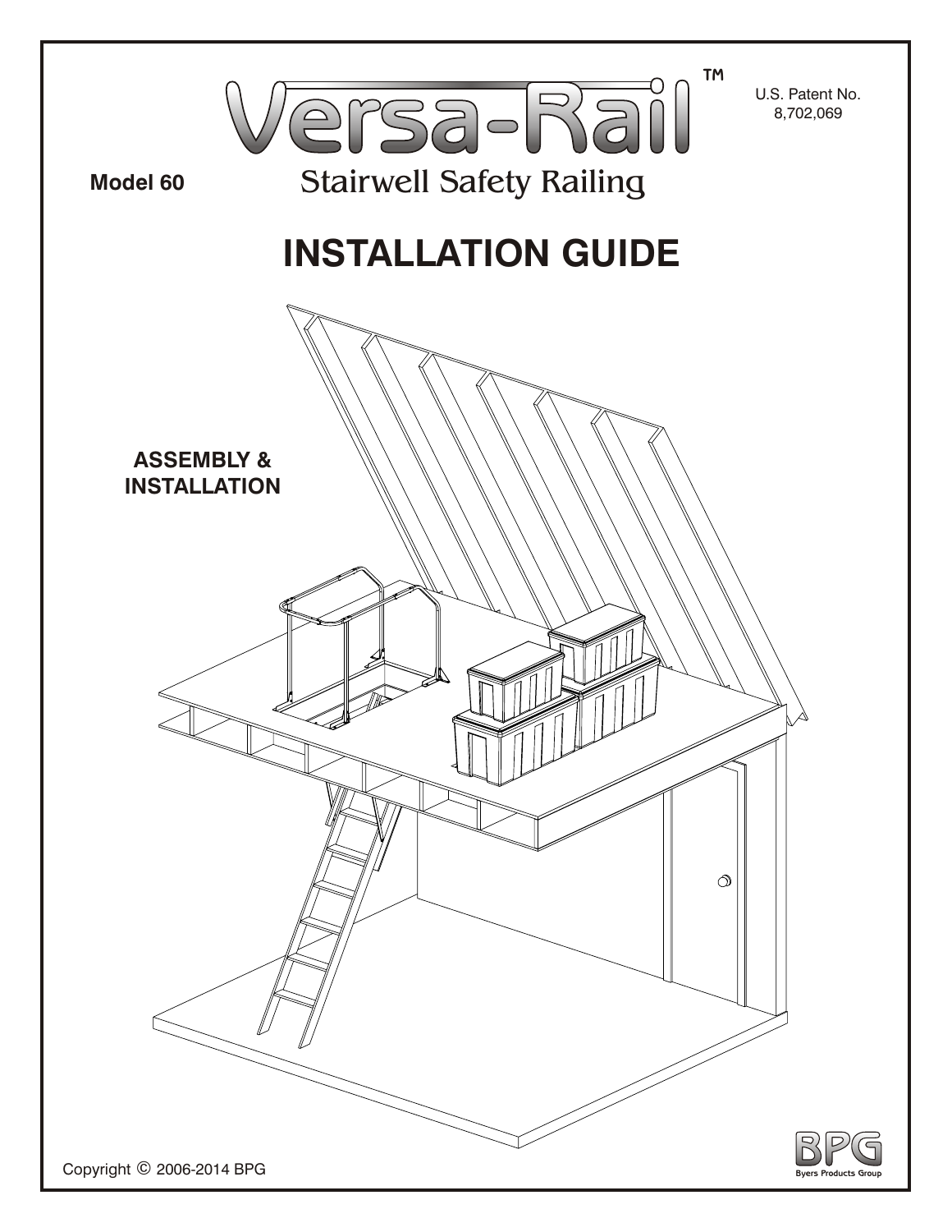# Versa-Rail™

U.S. Patent No. 8,702,069

**Model 60**

## Stairwell Safety Railing

# INSTALLATION GUIDE

**ASSEMBLY & INSTALLATION**

Copyright © 2006-2014 BPG

BPG Byers Products Group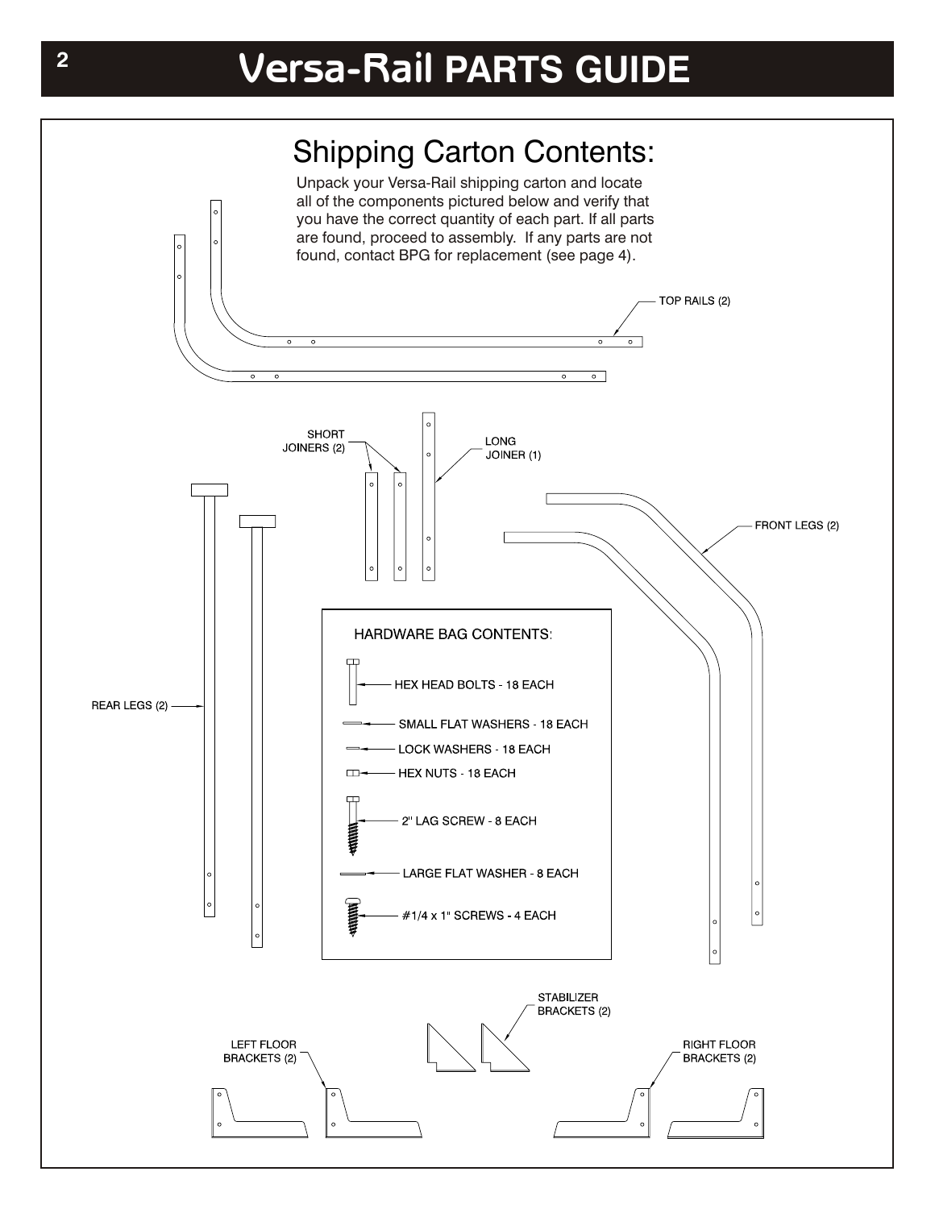# Versa-Rail PARTS GUIDE

## Shipping Carton Contents:

Unpack your Versa-Rail shipping carton and locate all of the components pictured below and verify that you have the correct quantity of each part. If all parts are found, proceed to assembly. If any parts are not found, contact BPG for replacement (see page 4).

TOP RAILS (2)

SHORT JOINERS (2)

LONG JOINER (1)

FRONT LEGS (2)

REAR LEGS (2)

HARDWARE BAG CONTENTS:

- HEX HEAD BOLTS - 18 EACH
- SMALL FLAT WASHERS - 18 EACH
- LOCK WASHERS - 18 EACH
- HEX NUTS - 18 EACH
- 2" LAG SCREW - 8 EACH
- LARGE FLAT WASHER - 8 EACH
- #1/4 x 1" SCREWS - 4 EACH

STABILIZER BRACKETS (2)

LEFT FLOOR BRACKETS (2)

RIGHT FLOOR BRACKETS (2)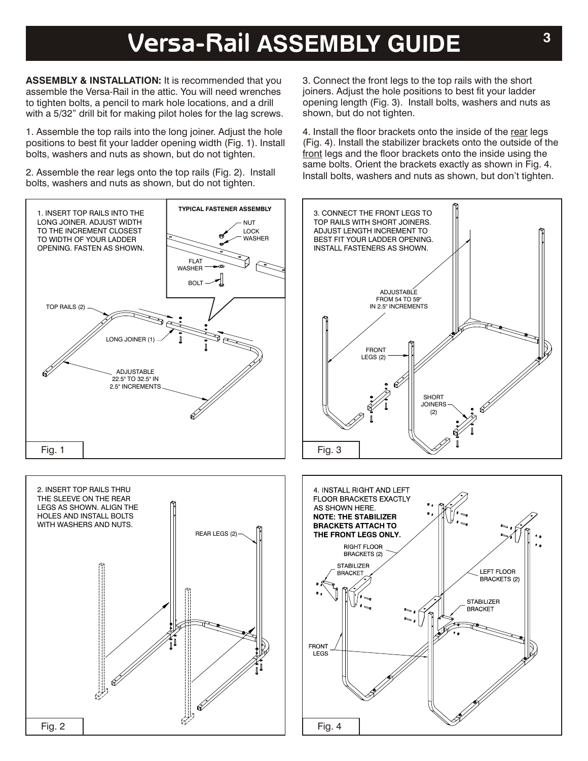# Versa-Rail ASSEMBLY GUIDE

**ASSEMBLY & INSTALLATION:** It is recommended that you assemble the Versa-Rail in the attic. You will need wrenches to tighten bolts, a pencil to mark hole locations, and a drill with a 5/32" drill bit for making pilot holes for the lag screws.

1. Assemble the top rails into the long joiner. Adjust the hole positions to best fit your ladder opening width (Fig. 1). Install bolts, washers and nuts as shown, but do not tighten.

2. Assemble the rear legs onto the top rails (Fig. 2). Install bolts, washers and nuts as shown, but do not tighten.

3. Connect the front legs to the top rails with the short joiners. Adjust the hole positions to best fit your ladder opening length (Fig. 3). Install bolts, washers and nuts as shown, but do not tighten.

4. Install the floor brackets onto the inside of the rear legs (Fig. 4). Install the stabilizer brackets onto the outside of the front legs and the floor brackets onto the inside using the same bolts. Orient the brackets exactly as shown in Fig. 4. Install bolts, washers and nuts as shown, but don't tighten.

1. INSERT TOP RAILS INTO THE LONG JOINER. ADJUST WIDTH TO THE INCREMENT CLOSEST TO WIDTH OF YOUR LADDER OPENING. FASTEN AS SHOWN.

**TYPICAL FASTENER ASSEMBLY**

NUT
LOCK WASHER
FLAT WASHER
BOLT

TOP RAILS (2)
LONG JOINER (1)
ADJUSTABLE 22.5" TO 32.5" IN 2.5" INCREMENTS

Fig. 1

3. CONNECT THE FRONT LEGS TO TOP RAILS WITH SHORT JOINERS. ADJUST LENGTH INCREMENT TO BEST FIT YOUR LADDER OPENING. INSTALL FASTENERS AS SHOWN.

ADJUSTABLE FROM 54 TO 59" IN 2.5" INCREMENTS
FRONT LEGS (2)
SHORT JOINERS (2)

Fig. 3

2. INSERT TOP RAILS THRU THE SLEEVE ON THE REAR LEGS AS SHOWN. ALIGN THE HOLES AND INSTALL BOLTS WITH WASHERS AND NUTS.

REAR LEGS (2)

Fig. 2

4. INSTALL RIGHT AND LEFT FLOOR BRACKETS EXACTLY AS SHOWN HERE.
**NOTE: THE STABILIZER BRACKETS ATTACH TO THE FRONT LEGS ONLY.**

RIGHT FLOOR BRACKETS (2)
STABILIZER BRACKET
LEFT FLOOR BRACKETS (2)
STABILIZER BRACKET
FRONT LEGS

Fig. 4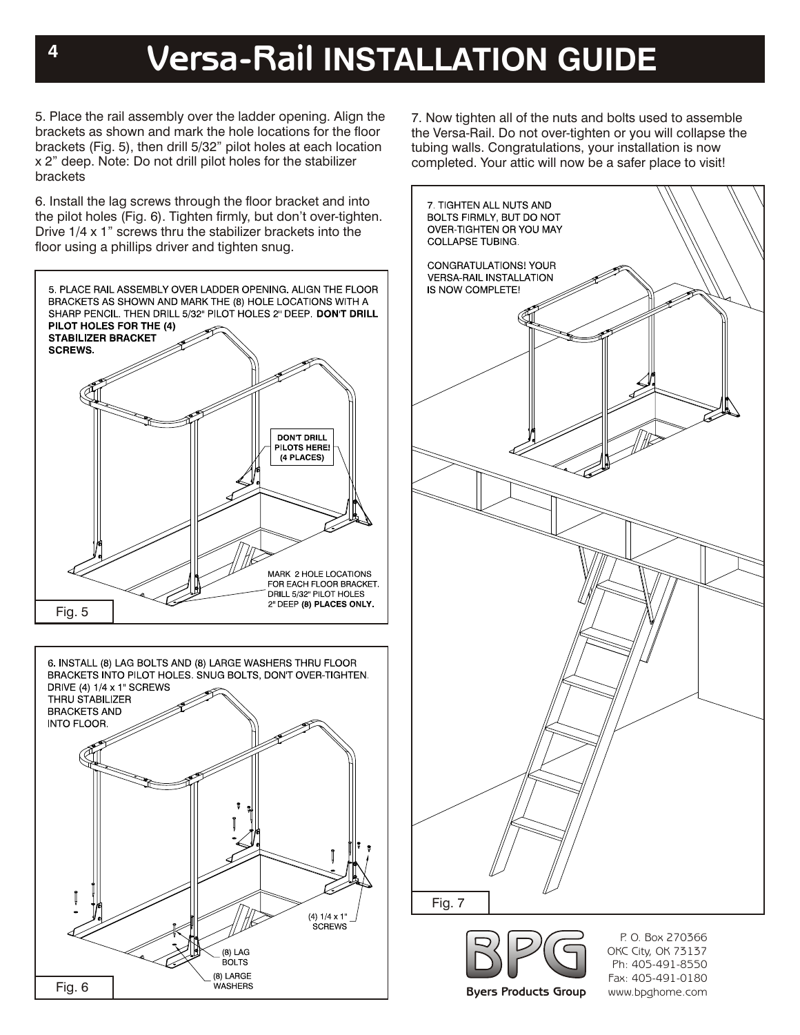# Versa-Rail INSTALLATION GUIDE

5. Place the rail assembly over the ladder opening. Align the brackets as shown and mark the hole locations for the floor brackets (Fig. 5), then drill 5/32" pilot holes at each location x 2" deep. Note: Do not drill pilot holes for the stabilizer brackets

6. Install the lag screws through the floor bracket and into the pilot holes (Fig. 6). Tighten firmly, but don't over-tighten. Drive 1/4 x 1" screws thru the stabilizer brackets into the floor using a phillips driver and tighten snug.

5. PLACE RAIL ASSEMBLY OVER LADDER OPENING. ALIGN THE FLOOR BRACKETS AS SHOWN AND MARK THE (8) HOLE LOCATIONS WITH A SHARP PENCIL. THEN DRILL 5/32" PILOT HOLES 2" DEEP. **DON'T DRILL PILOT HOLES FOR THE (4) STABILIZER BRACKET SCREWS.**

**DON'T DRILL PILOTS HERE! (4 PLACES)**

MARK 2 HOLE LOCATIONS FOR EACH FLOOR BRACKET. DRILL 5/32" PILOT HOLES 2" DEEP **(8) PLACES ONLY.**

Fig. 5

6. INSTALL (8) LAG BOLTS AND (8) LARGE WASHERS THRU FLOOR BRACKETS INTO PILOT HOLES. SNUG BOLTS, DON'T OVER-TIGHTEN. DRIVE (4) 1/4 x 1" SCREWS THRU STABILIZER BRACKETS AND INTO FLOOR.

(4) 1/4 x 1" SCREWS

(8) LAG BOLTS

(8) LARGE WASHERS

Fig. 6

7. Now tighten all of the nuts and bolts used to assemble the Versa-Rail. Do not over-tighten or you will collapse the tubing walls. Congratulations, your installation is now completed. Your attic will now be a safer place to visit!

7. TIGHTEN ALL NUTS AND BOLTS FIRMLY, BUT DO NOT OVER-TIGHTEN OR YOU MAY COLLAPSE TUBING.

CONGRATULATIONS! YOUR VERSA-RAIL INSTALLATION IS NOW COMPLETE!

Fig. 7

BPG
Byers Products Group

P. O. Box 270366
OKC City, OK 73137
Ph: 405-491-8550
Fax: 405-491-0180
www.bpghome.com